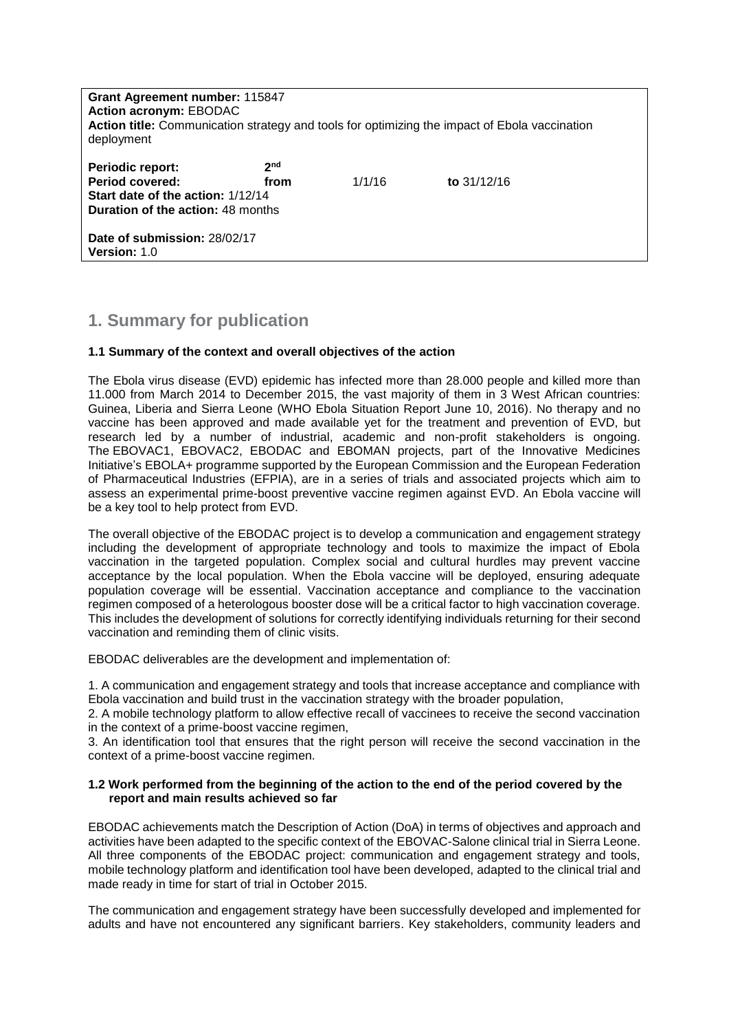**Grant Agreement number:** 115847
**Action acronym:** EBODAC
**Action title:** Communication strategy and tools for optimizing the impact of Ebola vaccination deployment

**Periodic report:** 2nd
**Period covered:** **from** 1/1/16 **to** 31/12/16
**Start date of the action:** 1/12/14
**Duration of the action:** 48 months

**Date of submission:** 28/02/17
**Version:** 1.0

# 1. Summary for publication

### 1.1 Summary of the context and overall objectives of the action

The Ebola virus disease (EVD) epidemic has infected more than 28.000 people and killed more than 11.000 from March 2014 to December 2015, the vast majority of them in 3 West African countries: Guinea, Liberia and Sierra Leone (WHO Ebola Situation Report June 10, 2016). No therapy and no vaccine has been approved and made available yet for the treatment and prevention of EVD, but research led by a number of industrial, academic and non-profit stakeholders is ongoing. The EBOVAC1, EBOVAC2, EBODAC and EBOMAN projects, part of the Innovative Medicines Initiative's EBOLA+ programme supported by the European Commission and the European Federation of Pharmaceutical Industries (EFPIA), are in a series of trials and associated projects which aim to assess an experimental prime-boost preventive vaccine regimen against EVD. An Ebola vaccine will be a key tool to help protect from EVD.

The overall objective of the EBODAC project is to develop a communication and engagement strategy including the development of appropriate technology and tools to maximize the impact of Ebola vaccination in the targeted population. Complex social and cultural hurdles may prevent vaccine acceptance by the local population. When the Ebola vaccine will be deployed, ensuring adequate population coverage will be essential. Vaccination acceptance and compliance to the vaccination regimen composed of a heterologous booster dose will be a critical factor to high vaccination coverage. This includes the development of solutions for correctly identifying individuals returning for their second vaccination and reminding them of clinic visits.

EBODAC deliverables are the development and implementation of:

1. A communication and engagement strategy and tools that increase acceptance and compliance with Ebola vaccination and build trust in the vaccination strategy with the broader population,
2. A mobile technology platform to allow effective recall of vaccinees to receive the second vaccination in the context of a prime-boost vaccine regimen,
3. An identification tool that ensures that the right person will receive the second vaccination in the context of a prime-boost vaccine regimen.

### 1.2 Work performed from the beginning of the action to the end of the period covered by the report and main results achieved so far

EBODAC achievements match the Description of Action (DoA) in terms of objectives and approach and activities have been adapted to the specific context of the EBOVAC-Salone clinical trial in Sierra Leone. All three components of the EBODAC project: communication and engagement strategy and tools, mobile technology platform and identification tool have been developed, adapted to the clinical trial and made ready in time for start of trial in October 2015.

The communication and engagement strategy have been successfully developed and implemented for adults and have not encountered any significant barriers. Key stakeholders, community leaders and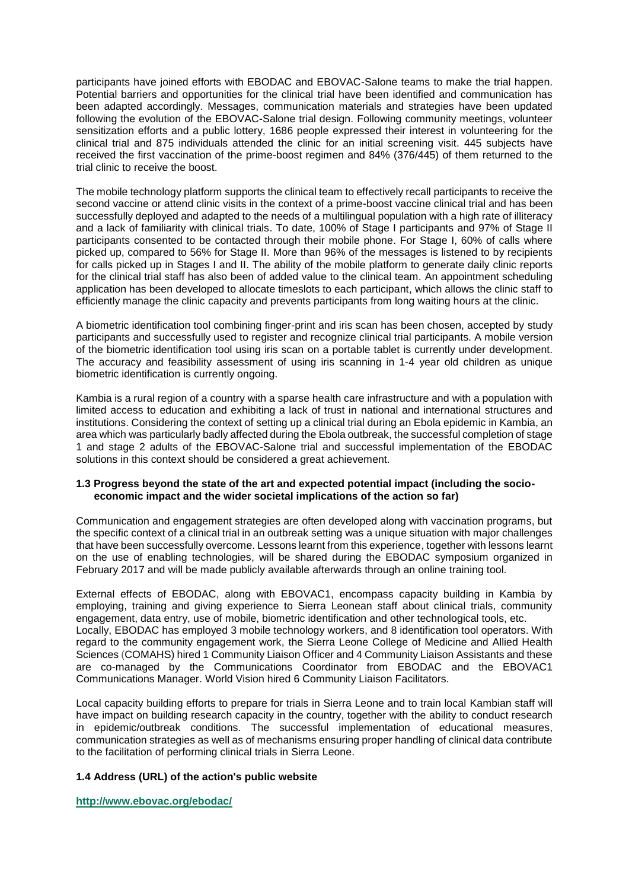participants have joined efforts with EBODAC and EBOVAC-Salone teams to make the trial happen. Potential barriers and opportunities for the clinical trial have been identified and communication has been adapted accordingly. Messages, communication materials and strategies have been updated following the evolution of the EBOVAC-Salone trial design. Following community meetings, volunteer sensitization efforts and a public lottery, 1686 people expressed their interest in volunteering for the clinical trial and 875 individuals attended the clinic for an initial screening visit. 445 subjects have received the first vaccination of the prime-boost regimen and 84% (376/445) of them returned to the trial clinic to receive the boost.

The mobile technology platform supports the clinical team to effectively recall participants to receive the second vaccine or attend clinic visits in the context of a prime-boost vaccine clinical trial and has been successfully deployed and adapted to the needs of a multilingual population with a high rate of illiteracy and a lack of familiarity with clinical trials. To date, 100% of Stage I participants and 97% of Stage II participants consented to be contacted through their mobile phone. For Stage I, 60% of calls where picked up, compared to 56% for Stage II. More than 96% of the messages is listened to by recipients for calls picked up in Stages I and II. The ability of the mobile platform to generate daily clinic reports for the clinical trial staff has also been of added value to the clinical team. An appointment scheduling application has been developed to allocate timeslots to each participant, which allows the clinic staff to efficiently manage the clinic capacity and prevents participants from long waiting hours at the clinic.

A biometric identification tool combining finger-print and iris scan has been chosen, accepted by study participants and successfully used to register and recognize clinical trial participants. A mobile version of the biometric identification tool using iris scan on a portable tablet is currently under development. The accuracy and feasibility assessment of using iris scanning in 1-4 year old children as unique biometric identification is currently ongoing.

Kambia is a rural region of a country with a sparse health care infrastructure and with a population with limited access to education and exhibiting a lack of trust in national and international structures and institutions. Considering the context of setting up a clinical trial during an Ebola epidemic in Kambia, an area which was particularly badly affected during the Ebola outbreak, the successful completion of stage 1 and stage 2 adults of the EBOVAC-Salone trial and successful implementation of the EBODAC solutions in this context should be considered a great achievement.

### 1.3 Progress beyond the state of the art and expected potential impact (including the socio-economic impact and the wider societal implications of the action so far)

Communication and engagement strategies are often developed along with vaccination programs, but the specific context of a clinical trial in an outbreak setting was a unique situation with major challenges that have been successfully overcome. Lessons learnt from this experience, together with lessons learnt on the use of enabling technologies, will be shared during the EBODAC symposium organized in February 2017 and will be made publicly available afterwards through an online training tool.

External effects of EBODAC, along with EBOVAC1, encompass capacity building in Kambia by employing, training and giving experience to Sierra Leonean staff about clinical trials, community engagement, data entry, use of mobile, biometric identification and other technological tools, etc.
Locally, EBODAC has employed 3 mobile technology workers, and 8 identification tool operators. With regard to the community engagement work, the Sierra Leone College of Medicine and Allied Health Sciences (COMAHS) hired 1 Community Liaison Officer and 4 Community Liaison Assistants and these are co-managed by the Communications Coordinator from EBODAC and the EBOVAC1 Communications Manager. World Vision hired 6 Community Liaison Facilitators.

Local capacity building efforts to prepare for trials in Sierra Leone and to train local Kambian staff will have impact on building research capacity in the country, together with the ability to conduct research in epidemic/outbreak conditions. The successful implementation of educational measures, communication strategies as well as of mechanisms ensuring proper handling of clinical data contribute to the facilitation of performing clinical trials in Sierra Leone.

### 1.4 Address (URL) of the action's public website

**http://www.ebovac.org/ebodac/**